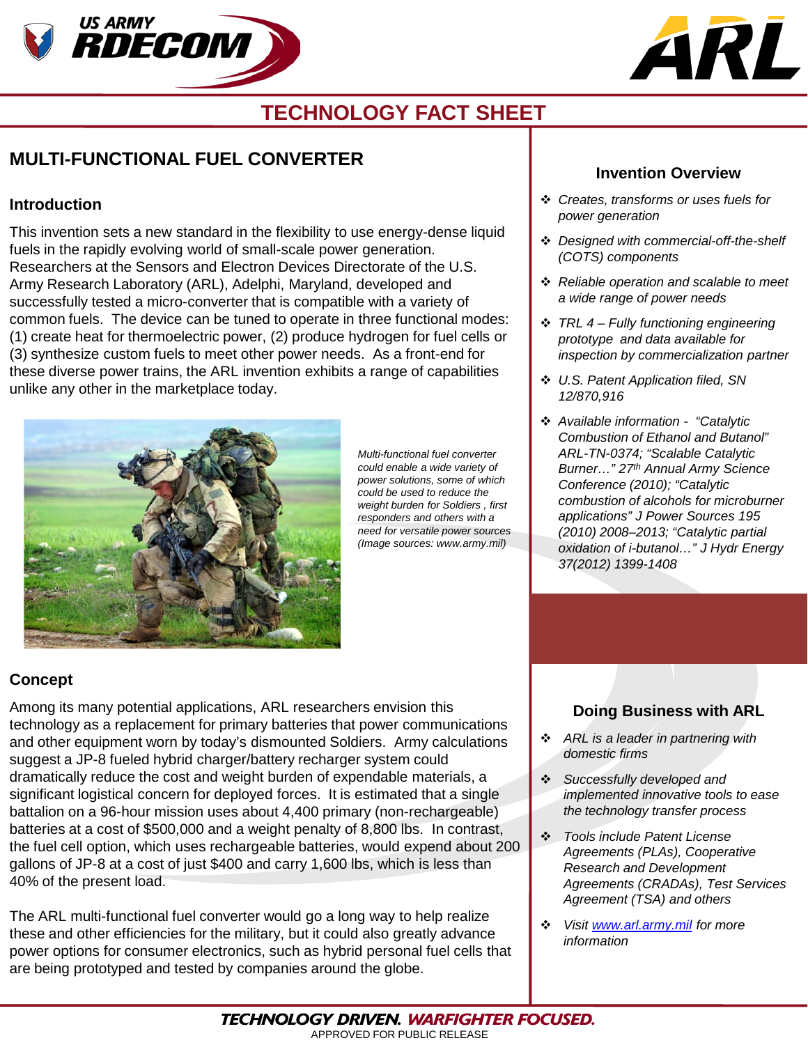# TECHNOLOGY FACT SHEET

## MULTI-FUNCTIONAL FUEL CONVERTER

### Introduction

This invention sets a new standard in the flexibility to use energy-dense liquid fuels in the rapidly evolving world of small-scale power generation. Researchers at the Sensors and Electron Devices Directorate of the U.S. Army Research Laboratory (ARL), Adelphi, Maryland, developed and successfully tested a micro-converter that is compatible with a variety of common fuels. The device can be tuned to operate in three functional modes: (1) create heat for thermoelectric power, (2) produce hydrogen for fuel cells or (3) synthesize custom fuels to meet other power needs. As a front-end for these diverse power trains, the ARL invention exhibits a range of capabilities unlike any other in the marketplace today.

*Multi-functional fuel converter could enable a wide variety of power solutions, some of which could be used to reduce the weight burden for Soldiers , first responders and others with a need for versatile power sources (Image sources: www.army.mil)*

### Concept

Among its many potential applications, ARL researchers envision this technology as a replacement for primary batteries that power communications and other equipment worn by today's dismounted Soldiers. Army calculations suggest a JP-8 fueled hybrid charger/battery recharger system could dramatically reduce the cost and weight burden of expendable materials, a significant logistical concern for deployed forces. It is estimated that a single battalion on a 96-hour mission uses about 4,400 primary (non-rechargeable) batteries at a cost of $500,000 and a weight penalty of 8,800 lbs. In contrast, the fuel cell option, which uses rechargeable batteries, would expend about 200 gallons of JP-8 at a cost of just $400 and carry 1,600 lbs, which is less than 40% of the present load.

The ARL multi-functional fuel converter would go a long way to help realize these and other efficiencies for the military, but it could also greatly advance power options for consumer electronics, such as hybrid personal fuel cells that are being prototyped and tested by companies around the globe.

### Invention Overview

- *Creates, transforms or uses fuels for power generation*
- *Designed with commercial-off-the-shelf (COTS) components*
- *Reliable operation and scalable to meet a wide range of power needs*
- *TRL 4 – Fully functioning engineering prototype and data available for inspection by commercialization partner*
- *U.S. Patent Application filed, SN 12/870,916*
- *Available information - "Catalytic Combustion of Ethanol and Butanol" ARL-TN-0374; "Scalable Catalytic Burner…" 27th Annual Army Science Conference (2010); "Catalytic combustion of alcohols for microburner applications" J Power Sources 195 (2010) 2008–2013; "Catalytic partial oxidation of i-butanol…" J Hydr Energy 37(2012) 1399-1408*

### Doing Business with ARL

- *ARL is a leader in partnering with domestic firms*
- *Successfully developed and implemented innovative tools to ease the technology transfer process*
- *Tools include Patent License Agreements (PLAs), Cooperative Research and Development Agreements (CRADAs), Test Services Agreement (TSA) and others*
- *Visit [www.arl.army.mil](www.arl.army.mil) for more information*

**TECHNOLOGY DRIVEN. WARFIGHTER FOCUSED.**

APPROVED FOR PUBLIC RELEASE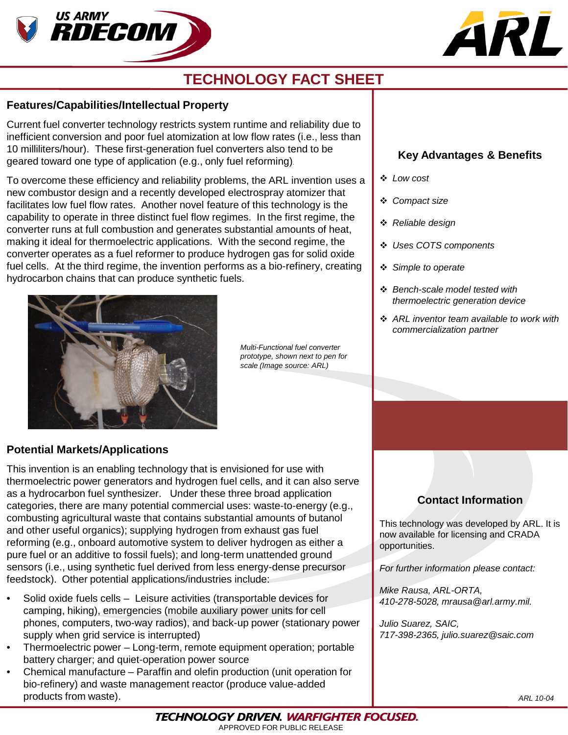# TECHNOLOGY FACT SHEET

## Features/Capabilities/Intellectual Property

Current fuel converter technology restricts system runtime and reliability due to inefficient conversion and poor fuel atomization at low flow rates (i.e., less than 10 milliliters/hour). These first-generation fuel converters also tend to be geared toward one type of application (e.g., only fuel reforming).

To overcome these efficiency and reliability problems, the ARL invention uses a new combustor design and a recently developed electrospray atomizer that facilitates low fuel flow rates. Another novel feature of this technology is the capability to operate in three distinct fuel flow regimes. In the first regime, the converter runs at full combustion and generates substantial amounts of heat, making it ideal for thermoelectric applications. With the second regime, the converter operates as a fuel reformer to produce hydrogen gas for solid oxide fuel cells. At the third regime, the invention performs as a bio-refinery, creating hydrocarbon chains that can produce synthetic fuels.

*Multi-Functional fuel converter prototype, shown next to pen for scale (Image source: ARL)*

## Potential Markets/Applications

This invention is an enabling technology that is envisioned for use with thermoelectric power generators and hydrogen fuel cells, and it can also serve as a hydrocarbon fuel synthesizer. Under these three broad application categories, there are many potential commercial uses: waste-to-energy (e.g., combusting agricultural waste that contains substantial amounts of butanol and other useful organics); supplying hydrogen from exhaust gas fuel reforming (e.g., onboard automotive system to deliver hydrogen as either a pure fuel or an additive to fossil fuels); and long-term unattended ground sensors (i.e., using synthetic fuel derived from less energy-dense precursor feedstock). Other potential applications/industries include:

- Solid oxide fuels cells – Leisure activities (transportable devices for camping, hiking), emergencies (mobile auxiliary power units for cell phones, computers, two-way radios), and back-up power (stationary power supply when grid service is interrupted)
- Thermoelectric power – Long-term, remote equipment operation; portable battery charger; and quiet-operation power source
- Chemical manufacture – Paraffin and olefin production (unit operation for bio-refinery) and waste management reactor (produce value-added products from waste).

## Key Advantages & Benefits

- *Low cost*
- *Compact size*
- *Reliable design*
- *Uses COTS components*
- *Simple to operate*
- *Bench-scale model tested with thermoelectric generation device*
- *ARL inventor team available to work with commercialization partner*

## Contact Information

This technology was developed by ARL. It is now available for licensing and CRADA opportunities.

*For further information please contact:*

*Mike Rausa, ARL-ORTA,*
*410-278-5028, mrausa@arl.army.mil.*

*Julio Suarez, SAIC,*
*717-398-2365, julio.suarez@saic.com*

*ARL 10-04*

**TECHNOLOGY DRIVEN. WARFIGHTER FOCUSED.**

APPROVED FOR PUBLIC RELEASE